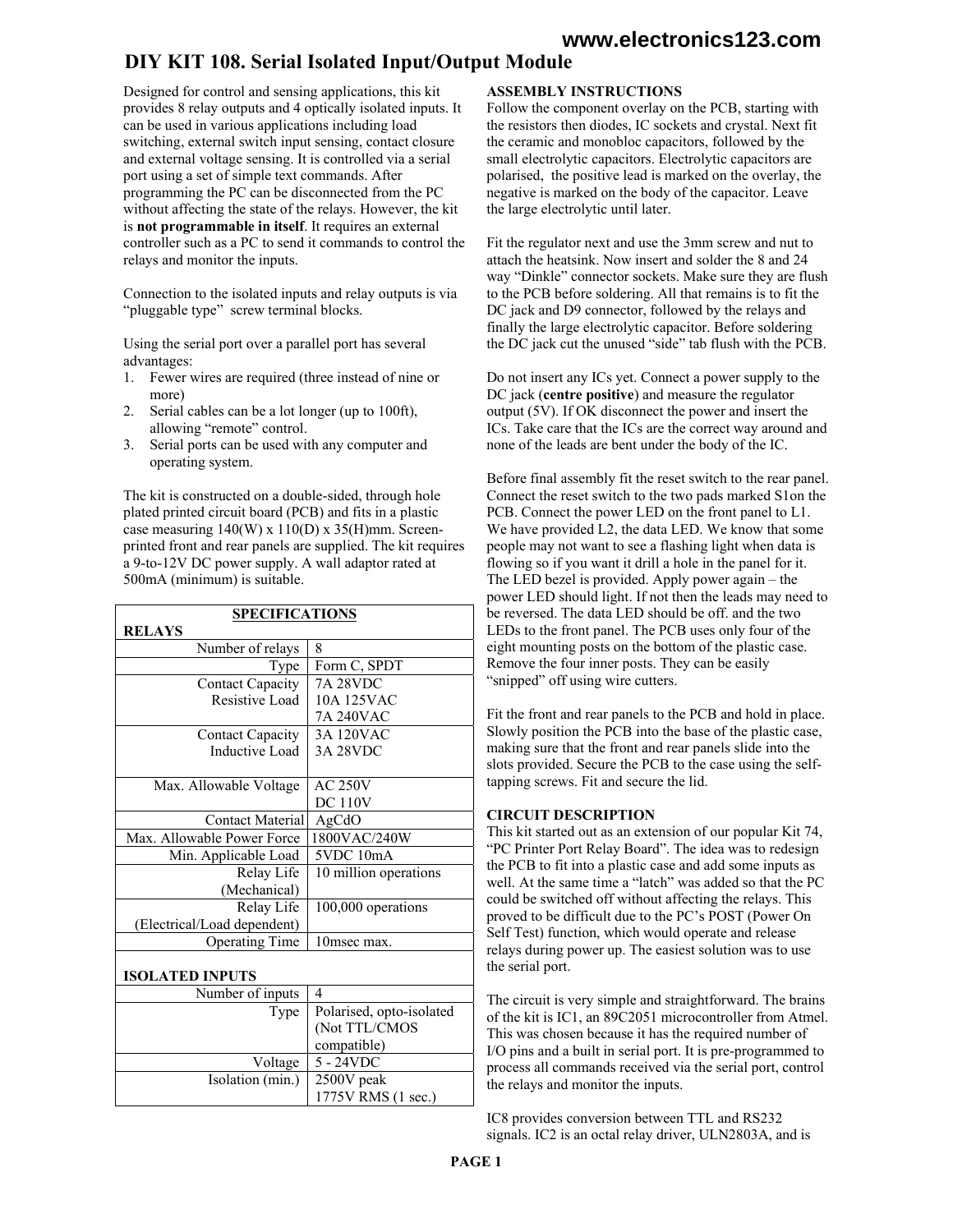www.electronics123.com

# DIY KIT 108. Serial Isolated Input/Output Module

Designed for control and sensing applications, this kit provides 8 relay outputs and 4 optically isolated inputs. It can be used in various applications including load switching, external switch input sensing, contact closure and external voltage sensing. It is controlled via a serial port using a set of simple text commands. After programming the PC can be disconnected from the PC without affecting the state of the relays. However, the kit is **not programmable in itself**. It requires an external controller such as a PC to send it commands to control the relays and monitor the inputs.

Connection to the isolated inputs and relay outputs is via "pluggable type" screw terminal blocks.

Using the serial port over a parallel port has several advantages:

1. Fewer wires are required (three instead of nine or more)
2. Serial cables can be a lot longer (up to 100ft), allowing "remote" control.
3. Serial ports can be used with any computer and operating system.

The kit is constructed on a double-sided, through hole plated printed circuit board (PCB) and fits in a plastic case measuring 140(W) x 110(D) x 35(H)mm. Screen-printed front and rear panels are supplied. The kit requires a 9-to-12V DC power supply. A wall adaptor rated at 500mA (minimum) is suitable.

**SPECIFICATIONS**

| **RELAYS** | |
|---|---|
| Number of relays | 8 |
| Type | Form C, SPDT |
| Contact Capacity Resistive Load | 7A 28VDC<br>10A 125VAC<br>7A 240VAC |
| Contact Capacity Inductive Load | 3A 120VAC<br>3A 28VDC |
| Max. Allowable Voltage | AC 250V<br>DC 110V |
| Contact Material | AgCdO |
| Max. Allowable Power Force | 1800VAC/240W |
| Min. Applicable Load | 5VDC 10mA |
| Relay Life (Mechanical) | 10 million operations |
| Relay Life (Electrical/Load dependent) | 100,000 operations |
| Operating Time | 10msec max. |
| **ISOLATED INPUTS** | |
| Number of inputs | 4 |
| Type | Polarised, opto-isolated (Not TTL/CMOS compatible) |
| Voltage | 5 - 24VDC |
| Isolation (min.) | 2500V peak<br>1775V RMS (1 sec.) |

## ASSEMBLY INSTRUCTIONS

Follow the component overlay on the PCB, starting with the resistors then diodes, IC sockets and crystal. Next fit the ceramic and monobloc capacitors, followed by the small electrolytic capacitors. Electrolytic capacitors are polarised, the positive lead is marked on the overlay, the negative is marked on the body of the capacitor. Leave the large electrolytic until later.

Fit the regulator next and use the 3mm screw and nut to attach the heatsink. Now insert and solder the 8 and 24 way "Dinkle" connector sockets. Make sure they are flush to the PCB before soldering. All that remains is to fit the DC jack and D9 connector, followed by the relays and finally the large electrolytic capacitor. Before soldering the DC jack cut the unused "side" tab flush with the PCB.

Do not insert any ICs yet. Connect a power supply to the DC jack (**centre positive**) and measure the regulator output (5V). If OK disconnect the power and insert the ICs. Take care that the ICs are the correct way around and none of the leads are bent under the body of the IC.

Before final assembly fit the reset switch to the rear panel. Connect the reset switch to the two pads marked S1on the PCB. Connect the power LED on the front panel to L1. We have provided L2, the data LED. We know that some people may not want to see a flashing light when data is flowing so if you want it drill a hole in the panel for it. The LED bezel is provided. Apply power again – the power LED should light. If not then the leads may need to be reversed. The data LED should be off. and the two LEDs to the front panel. The PCB uses only four of the eight mounting posts on the bottom of the plastic case. Remove the four inner posts. They can be easily "snipped" off using wire cutters.

Fit the front and rear panels to the PCB and hold in place. Slowly position the PCB into the base of the plastic case, making sure that the front and rear panels slide into the slots provided. Secure the PCB to the case using the self-tapping screws. Fit and secure the lid.

## CIRCUIT DESCRIPTION

This kit started out as an extension of our popular Kit 74, "PC Printer Port Relay Board". The idea was to redesign the PCB to fit into a plastic case and add some inputs as well. At the same time a "latch" was added so that the PC could be switched off without affecting the relays. This proved to be difficult due to the PC's POST (Power On Self Test) function, which would operate and release relays during power up. The easiest solution was to use the serial port.

The circuit is very simple and straightforward. The brains of the kit is IC1, an 89C2051 microcontroller from Atmel. This was chosen because it has the required number of I/O pins and a built in serial port. It is pre-programmed to process all commands received via the serial port, control the relays and monitor the inputs.

IC8 provides conversion between TTL and RS232 signals. IC2 is an octal relay driver, ULN2803A, and is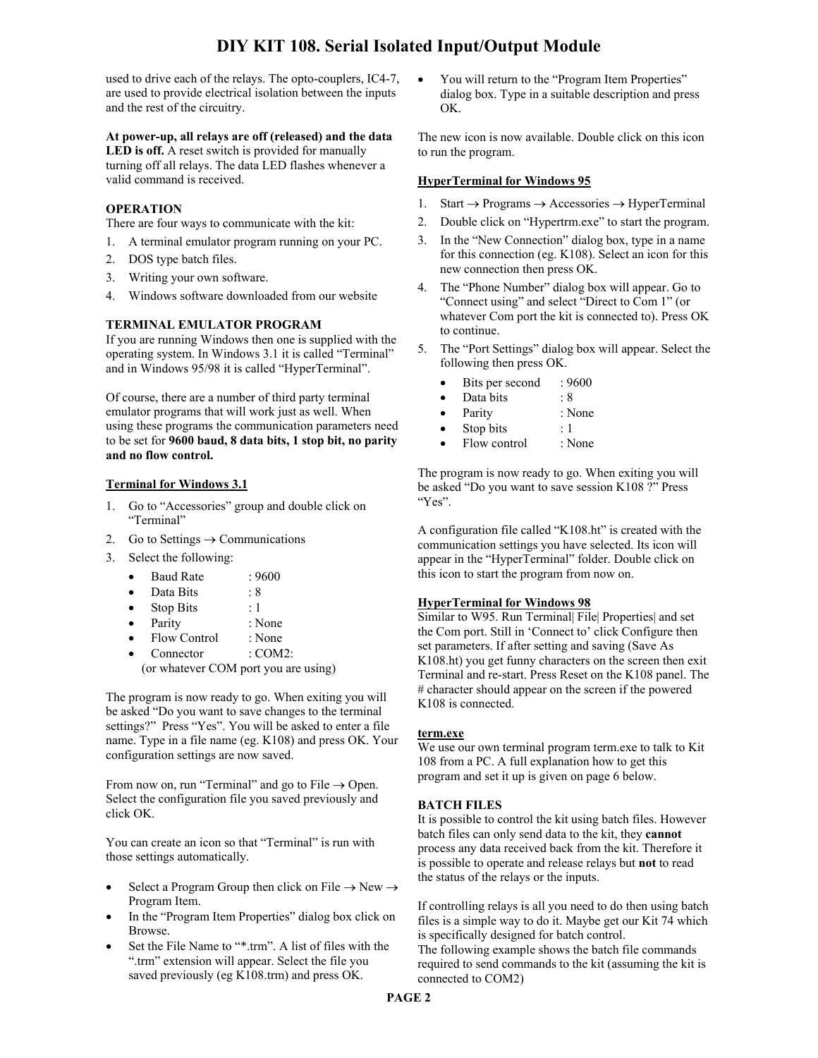used to drive each of the relays. The opto-couplers, IC4-7, are used to provide electrical isolation between the inputs and the rest of the circuitry.

**At power-up, all relays are off (released) and the data LED is off.** A reset switch is provided for manually turning off all relays. The data LED flashes whenever a valid command is received.

### OPERATION

There are four ways to communicate with the kit:

1. A terminal emulator program running on your PC.
2. DOS type batch files.
3. Writing your own software.
4. Windows software downloaded from our website

### TERMINAL EMULATOR PROGRAM

If you are running Windows then one is supplied with the operating system. In Windows 3.1 it is called "Terminal" and in Windows 95/98 it is called "HyperTerminal".

Of course, there are a number of third party terminal emulator programs that will work just as well. When using these programs the communication parameters need to be set for **9600 baud, 8 data bits, 1 stop bit, no parity and no flow control.**

#### Terminal for Windows 3.1

1. Go to "Accessories" group and double click on "Terminal"
2. Go to Settings → Communications
3. Select the following:
   - Baud Rate : 9600
   - Data Bits : 8
   - Stop Bits : 1
   - Parity : None
   - Flow Control : None
   - Connector : COM2:
   
   (or whatever COM port you are using)

The program is now ready to go. When exiting you will be asked "Do you want to save changes to the terminal settings?" Press "Yes". You will be asked to enter a file name. Type in a file name (eg. K108) and press OK. Your configuration settings are now saved.

From now on, run "Terminal" and go to File → Open. Select the configuration file you saved previously and click OK.

You can create an icon so that "Terminal" is run with those settings automatically.

- Select a Program Group then click on File → New → Program Item.
- In the "Program Item Properties" dialog box click on Browse.
- Set the File Name to "*.trm". A list of files with the ".trm" extension will appear. Select the file you saved previously (eg K108.trm) and press OK.
- You will return to the "Program Item Properties" dialog box. Type in a suitable description and press OK.

The new icon is now available. Double click on this icon to run the program.

#### HyperTerminal for Windows 95

1. Start → Programs → Accessories → HyperTerminal
2. Double click on "Hypertrm.exe" to start the program.
3. In the "New Connection" dialog box, type in a name for this connection (eg. K108). Select an icon for this new connection then press OK.
4. The "Phone Number" dialog box will appear. Go to "Connect using" and select "Direct to Com 1" (or whatever Com port the kit is connected to). Press OK to continue.
5. The "Port Settings" dialog box will appear. Select the following then press OK.
   - Bits per second : 9600
   - Data bits : 8
   - Parity : None
   - Stop bits : 1
   - Flow control : None

The program is now ready to go. When exiting you will be asked "Do you want to save session K108 ?" Press "Yes".

A configuration file called "K108.ht" is created with the communication settings you have selected. Its icon will appear in the "HyperTerminal" folder. Double click on this icon to start the program from now on.

#### HyperTerminal for Windows 98

Similar to W95. Run Terminal| File| Properties| and set the Com port. Still in 'Connect to' click Configure then set parameters. If after setting and saving (Save As K108.ht) you get funny characters on the screen then exit Terminal and re-start. Press Reset on the K108 panel. The # character should appear on the screen if the powered K108 is connected.

#### term.exe

We use our own terminal program term.exe to talk to Kit 108 from a PC. A full explanation how to get this program and set it up is given on page 6 below.

### BATCH FILES

It is possible to control the kit using batch files. However batch files can only send data to the kit, they **cannot** process any data received back from the kit. Therefore it is possible to operate and release relays but **not** to read the status of the relays or the inputs.

If controlling relays is all you need to do then using batch files is a simple way to do it. Maybe get our Kit 74 which is specifically designed for batch control.
The following example shows the batch file commands required to send commands to the kit (assuming the kit is connected to COM2)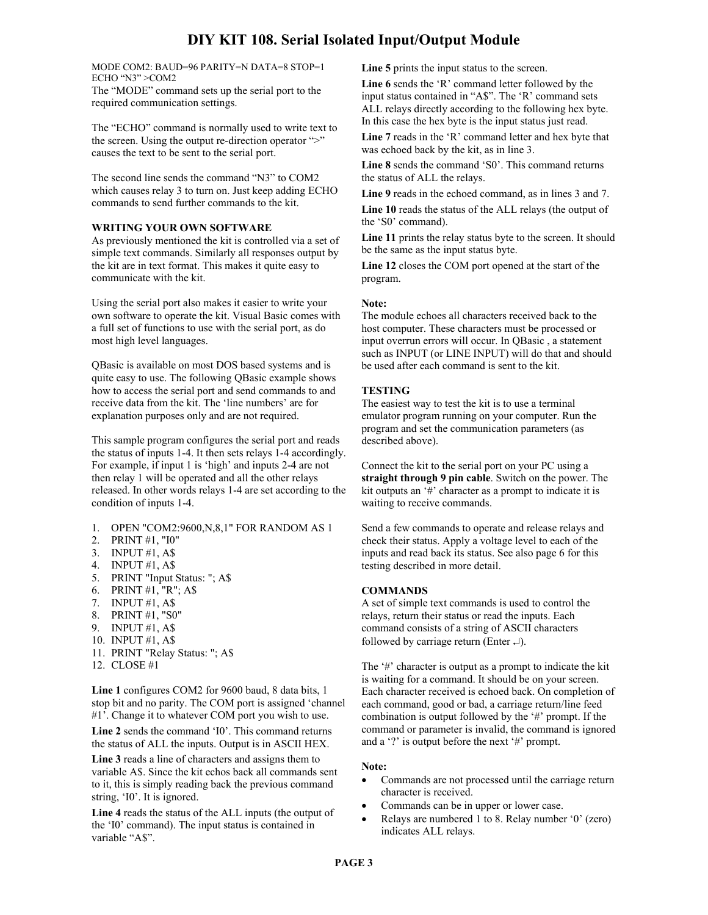# DIY KIT 108. Serial Isolated Input/Output Module

```
MODE COM2: BAUD=96 PARITY=N DATA=8 STOP=1
ECHO "N3" >COM2
```

The "MODE" command sets up the serial port to the required communication settings.

The "ECHO" command is normally used to write text to the screen. Using the output re-direction operator ">" causes the text to be sent to the serial port.

The second line sends the command "N3" to COM2 which causes relay 3 to turn on. Just keep adding ECHO commands to send further commands to the kit.

**WRITING YOUR OWN SOFTWARE**

As previously mentioned the kit is controlled via a set of simple text commands. Similarly all responses output by the kit are in text format. This makes it quite easy to communicate with the kit.

Using the serial port also makes it easier to write your own software to operate the kit. Visual Basic comes with a full set of functions to use with the serial port, as do most high level languages.

QBasic is available on most DOS based systems and is quite easy to use. The following QBasic example shows how to access the serial port and send commands to and receive data from the kit. The 'line numbers' are for explanation purposes only and are not required.

This sample program configures the serial port and reads the status of inputs 1-4. It then sets relays 1-4 accordingly. For example, if input 1 is 'high' and inputs 2-4 are not then relay 1 will be operated and all the other relays released. In other words relays 1-4 are set according to the condition of inputs 1-4.

```
1.  OPEN "COM2:9600,N,8,1" FOR RANDOM AS 1
2.  PRINT #1, "I0"
3.  INPUT #1, A$
4.  INPUT #1, A$
5.  PRINT "Input Status: "; A$
6.  PRINT #1, "R"; A$
7.  INPUT #1, A$
8.  PRINT #1, "S0"
9.  INPUT #1, A$
10. INPUT #1, A$
11. PRINT "Relay Status: "; A$
12. CLOSE #1
```

**Line 1** configures COM2 for 9600 baud, 8 data bits, 1 stop bit and no parity. The COM port is assigned 'channel #1'. Change it to whatever COM port you wish to use.

**Line 2** sends the command 'I0'. This command returns the status of ALL the inputs. Output is in ASCII HEX.

**Line 3** reads a line of characters and assigns them to variable A$. Since the kit echos back all commands sent to it, this is simply reading back the previous command string, 'I0'. It is ignored.

**Line 4** reads the status of the ALL inputs (the output of the 'I0' command). The input status is contained in variable "A$".

**Line 5** prints the input status to the screen.

**Line 6** sends the 'R' command letter followed by the input status contained in "A$". The 'R' command sets ALL relays directly according to the following hex byte. In this case the hex byte is the input status just read.

**Line 7** reads in the 'R' command letter and hex byte that was echoed back by the kit, as in line 3.

**Line 8** sends the command 'S0'. This command returns the status of ALL the relays.

**Line 9** reads in the echoed command, as in lines 3 and 7.

**Line 10** reads the status of the ALL relays (the output of the 'S0' command).

**Line 11** prints the relay status byte to the screen. It should be the same as the input status byte.

**Line 12** closes the COM port opened at the start of the program.

**Note:**

The module echoes all characters received back to the host computer. These characters must be processed or input overrun errors will occur. In QBasic , a statement such as INPUT (or LINE INPUT) will do that and should be used after each command is sent to the kit.

**TESTING**

The easiest way to test the kit is to use a terminal emulator program running on your computer. Run the program and set the communication parameters (as described above).

Connect the kit to the serial port on your PC using a **straight through 9 pin cable**. Switch on the power. The kit outputs an '#' character as a prompt to indicate it is waiting to receive commands.

Send a few commands to operate and release relays and check their status. Apply a voltage level to each of the inputs and read back its status. See also page 6 for this testing described in more detail.

**COMMANDS**

A set of simple text commands is used to control the relays, return their status or read the inputs. Each command consists of a string of ASCII characters followed by carriage return (Enter ↵).

The '#' character is output as a prompt to indicate the kit is waiting for a command. It should be on your screen. Each character received is echoed back. On completion of each command, good or bad, a carriage return/line feed combination is output followed by the '#' prompt. If the command or parameter is invalid, the command is ignored and a '?' is output before the next '#' prompt.

**Note:**

- Commands are not processed until the carriage return character is received.
- Commands can be in upper or lower case.
- Relays are numbered 1 to 8. Relay number '0' (zero) indicates ALL relays.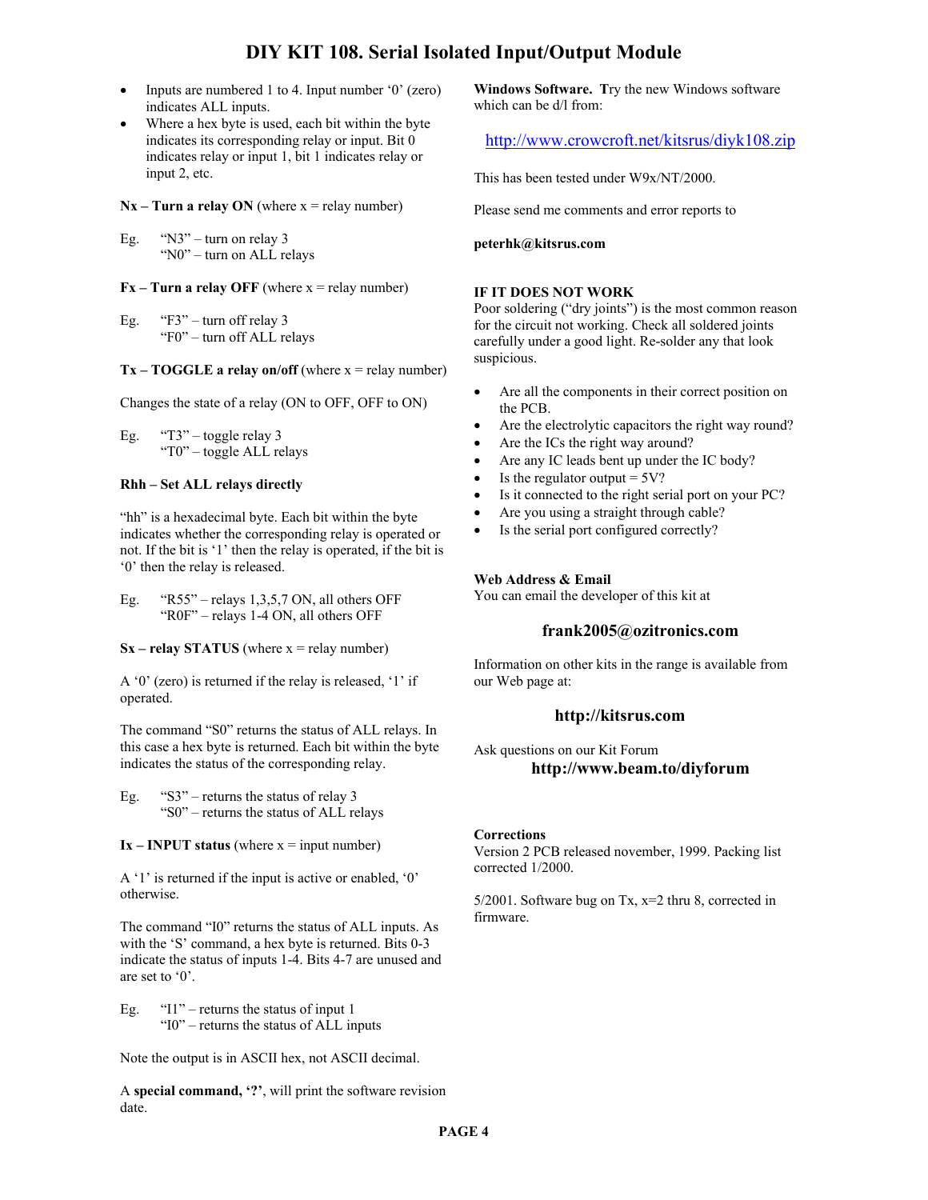# DIY KIT 108. Serial Isolated Input/Output Module

- Inputs are numbered 1 to 4. Input number '0' (zero) indicates ALL inputs.
- Where a hex byte is used, each bit within the byte indicates its corresponding relay or input. Bit 0 indicates relay or input 1, bit 1 indicates relay or input 2, etc.

**Nx – Turn a relay ON** (where x = relay number)

Eg. "N3" – turn on relay 3
"N0" – turn on ALL relays

**Fx – Turn a relay OFF** (where x = relay number)

Eg. "F3" – turn off relay 3
"F0" – turn off ALL relays

**Tx – TOGGLE a relay on/off** (where x = relay number)

Changes the state of a relay (ON to OFF, OFF to ON)

Eg. "T3" – toggle relay 3
"T0" – toggle ALL relays

**Rhh – Set ALL relays directly**

"hh" is a hexadecimal byte. Each bit within the byte indicates whether the corresponding relay is operated or not. If the bit is '1' then the relay is operated, if the bit is '0' then the relay is released.

Eg. "R55" – relays 1,3,5,7 ON, all others OFF
"R0F" – relays 1-4 ON, all others OFF

**Sx – relay STATUS** (where x = relay number)

A '0' (zero) is returned if the relay is released, '1' if operated.

The command "S0" returns the status of ALL relays. In this case a hex byte is returned. Each bit within the byte indicates the status of the corresponding relay.

Eg. "S3" – returns the status of relay 3
"S0" – returns the status of ALL relays

**Ix – INPUT status** (where x = input number)

A '1' is returned if the input is active or enabled, '0' otherwise.

The command "I0" returns the status of ALL inputs. As with the 'S' command, a hex byte is returned. Bits 0-3 indicate the status of inputs 1-4. Bits 4-7 are unused and are set to '0'.

Eg. "I1" – returns the status of input 1
"I0" – returns the status of ALL inputs

Note the output is in ASCII hex, not ASCII decimal.

A **special command, '?'**, will print the software revision date.

**Windows Software. T**ry the new Windows software which can be d/l from:

http://www.crowcroft.net/kitsrus/diyk108.zip

This has been tested under W9x/NT/2000.

Please send me comments and error reports to

**peterhk@kitsrus.com**

**IF IT DOES NOT WORK**
Poor soldering ("dry joints") is the most common reason for the circuit not working. Check all soldered joints carefully under a good light. Re-solder any that look suspicious.

- Are all the components in their correct position on the PCB.
- Are the electrolytic capacitors the right way round?
- Are the ICs the right way around?
- Are any IC leads bent up under the IC body?
- Is the regulator output = 5V?
- Is it connected to the right serial port on your PC?
- Are you using a straight through cable?
- Is the serial port configured correctly?

**Web Address & Email**
You can email the developer of this kit at

**frank2005@ozitronics.com**

Information on other kits in the range is available from our Web page at:

**http://kitsrus.com**

Ask questions on our Kit Forum
**http://www.beam.to/diyforum**

**Corrections**
Version 2 PCB released november, 1999. Packing list corrected 1/2000.

5/2001. Software bug on Tx, x=2 thru 8, corrected in firmware.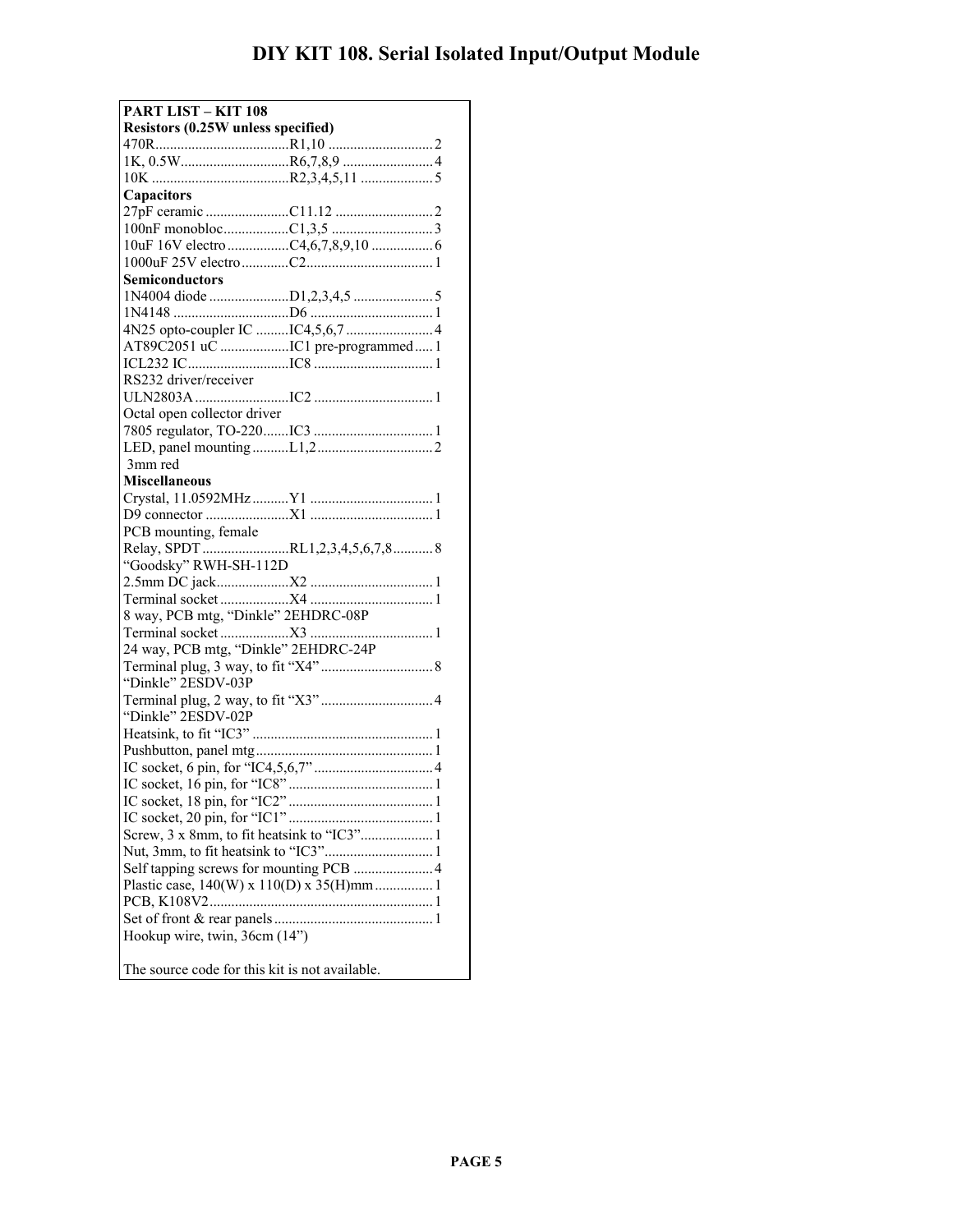# DIY KIT 108. Serial Isolated Input/Output Module

**PART LIST – KIT 108**

**Resistors (0.25W unless specified)**

| Part | Designator | Qty |
|---|---|---|
| 470R | R1,10 | 2 |
| 1K, 0.5W | R6,7,8,9 | 4 |
| 10K | R2,3,4,5,11 | 5 |

**Capacitors**

| Part | Designator | Qty |
|---|---|---|
| 27pF ceramic | C11.12 | 2 |
| 100nF monobloc | C1,3,5 | 3 |
| 10uF 16V electro | C4,6,7,8,9,10 | 6 |
| 1000uF 25V electro | C2 | 1 |

**Semiconductors**

| Part | Designator | Qty |
|---|---|---|
| 1N4004 diode | D1,2,3,4,5 | 5 |
| 1N4148 | D6 | 1 |
| 4N25 opto-coupler IC | IC4,5,6,7 | 4 |
| AT89C2051 uC | IC1 pre-programmed | 1 |
| ICL232 IC RS232 driver/receiver | IC8 | 1 |
| ULN2803A Octal open collector driver | IC2 | 1 |
| 7805 regulator, TO-220 | IC3 | 1 |
| LED, panel mounting 3mm red | L1,2 | 2 |

**Miscellaneous**

| Part | Designator | Qty |
|---|---|---|
| Crystal, 11.0592MHz | Y1 | 1 |
| D9 connector PCB mounting, female | X1 | 1 |
| Relay, SPDT "Goodsky" RWH-SH-112D | RL1,2,3,4,5,6,7,8 | 8 |
| 2.5mm DC jack | X2 | 1 |
| Terminal socket 8 way, PCB mtg, "Dinkle" 2EHDRC-08P | X4 | 1 |
| Terminal socket 24 way, PCB mtg, "Dinkle" 2EHDRC-24P | X3 | 1 |
| Terminal plug, 3 way, to fit "X4" "Dinkle" 2ESDV-03P | | 8 |
| Terminal plug, 2 way, to fit "X3" "Dinkle" 2ESDV-02P | | 4 |
| Heatsink, to fit "IC3" | | 1 |
| Pushbutton, panel mtg | | 1 |
| IC socket, 6 pin, for "IC4,5,6,7" | | 4 |
| IC socket, 16 pin, for "IC8" | | 1 |
| IC socket, 18 pin, for "IC2" | | 1 |
| IC socket, 20 pin, for "IC1" | | 1 |
| Screw, 3 x 8mm, to fit heatsink to "IC3" | | 1 |
| Nut, 3mm, to fit heatsink to "IC3" | | 1 |
| Self tapping screws for mounting PCB | | 4 |
| Plastic case, 140(W) x 110(D) x 35(H)mm | | 1 |
| PCB, K108V2 | | 1 |
| Set of front & rear panels | | 1 |
| Hookup wire, twin, 36cm (14") | | |

The source code for this kit is not available.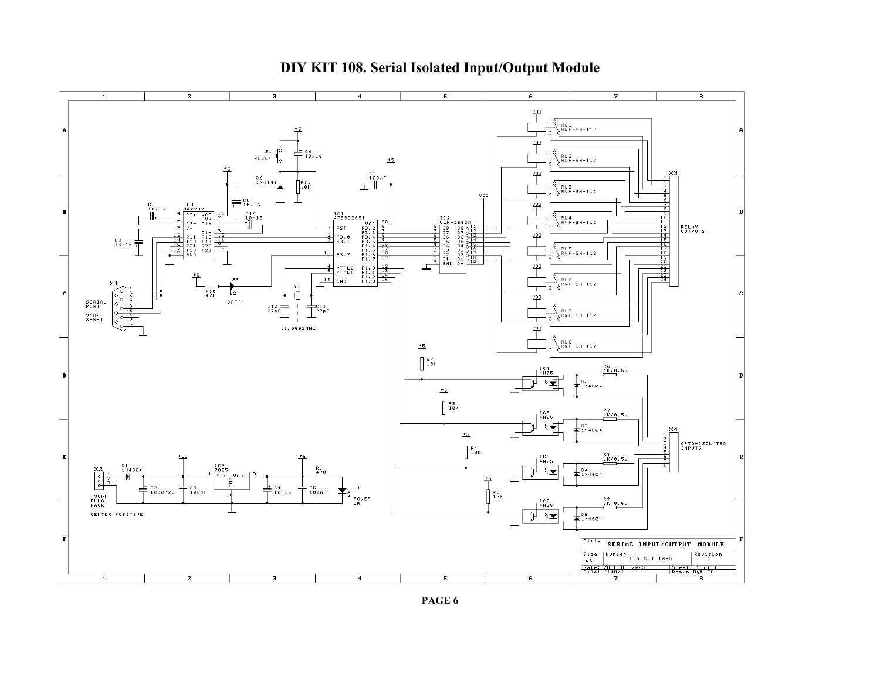# DIY KIT 108. Serial Isolated Input/Output Module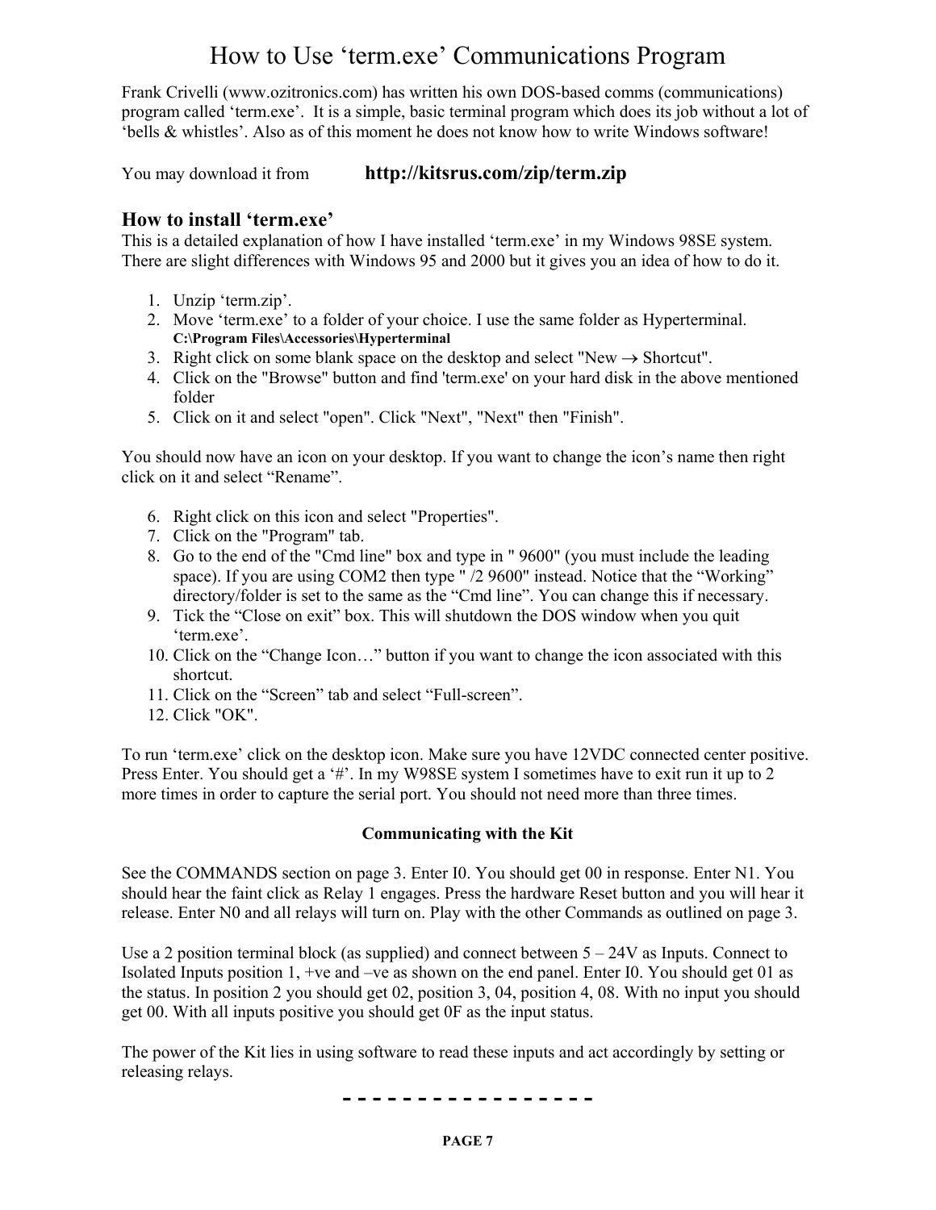# How to Use 'term.exe' Communications Program

Frank Crivelli (www.ozitronics.com) has written his own DOS-based comms (communications) program called 'term.exe'. It is a simple, basic terminal program which does its job without a lot of 'bells & whistles'. Also as of this moment he does not know how to write Windows software!

You may download it from **http://kitsrus.com/zip/term.zip**

## How to install 'term.exe'

This is a detailed explanation of how I have installed 'term.exe' in my Windows 98SE system. There are slight differences with Windows 95 and 2000 but it gives you an idea of how to do it.

1. Unzip 'term.zip'.
2. Move 'term.exe' to a folder of your choice. I use the same folder as Hyperterminal. **C:\Program Files\Accessories\Hyperterminal**
3. Right click on some blank space on the desktop and select "New → Shortcut".
4. Click on the "Browse" button and find 'term.exe' on your hard disk in the above mentioned folder
5. Click on it and select "open". Click "Next", "Next" then "Finish".

You should now have an icon on your desktop. If you want to change the icon's name then right click on it and select "Rename".

6. Right click on this icon and select "Properties".
7. Click on the "Program" tab.
8. Go to the end of the "Cmd line" box and type in " 9600" (you must include the leading space). If you are using COM2 then type " /2 9600" instead. Notice that the "Working" directory/folder is set to the same as the "Cmd line". You can change this if necessary.
9. Tick the "Close on exit" box. This will shutdown the DOS window when you quit 'term.exe'.
10. Click on the "Change Icon…" button if you want to change the icon associated with this shortcut.
11. Click on the "Screen" tab and select "Full-screen".
12. Click "OK".

To run 'term.exe' click on the desktop icon. Make sure you have 12VDC connected center positive. Press Enter. You should get a '#'. In my W98SE system I sometimes have to exit run it up to 2 more times in order to capture the serial port. You should not need more than three times.

**Communicating with the Kit**

See the COMMANDS section on page 3. Enter I0. You should get 00 in response. Enter N1. You should hear the faint click as Relay 1 engages. Press the hardware Reset button and you will hear it release. Enter N0 and all relays will turn on. Play with the other Commands as outlined on page 3.

Use a 2 position terminal block (as supplied) and connect between 5 – 24V as Inputs. Connect to Isolated Inputs position 1, +ve and –ve as shown on the end panel. Enter I0. You should get 01 as the status. In position 2 you should get 02, position 3, 04, position 4, 08. With no input you should get 00. With all inputs positive you should get 0F as the input status.

The power of the Kit lies in using software to read these inputs and act accordingly by setting or releasing relays.

- - - - - - - - - - - - - - - -